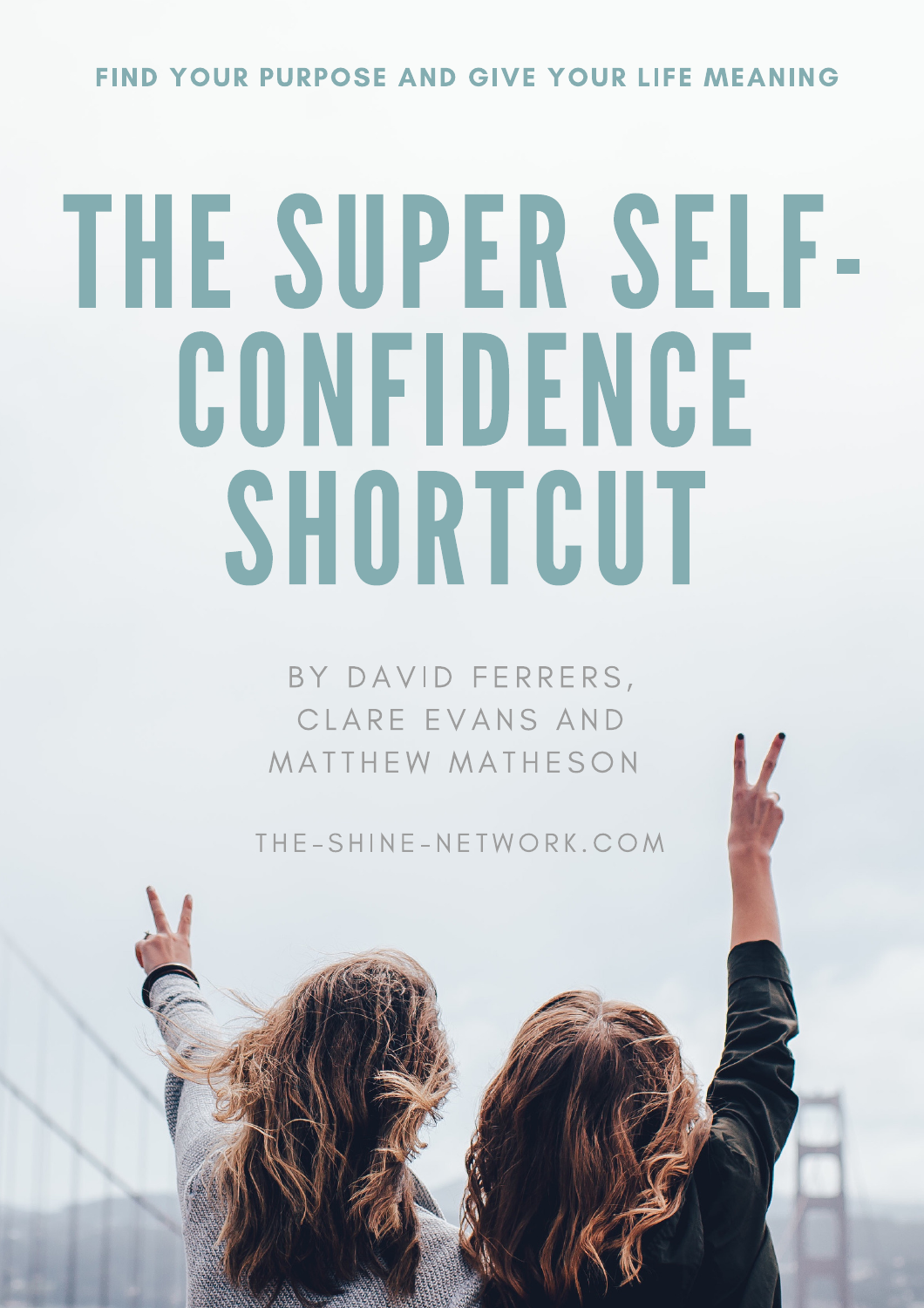FIND YOUR PURPOSE AND GIVE YOUR LIFE MEANING

# THE SUPER SELF-CONFIDENCE SHORTCUT

BY DAVID FERRERS, CLARE EVANS AND MATTHEW MATHESON

THE-SHINE-NETWORK.COM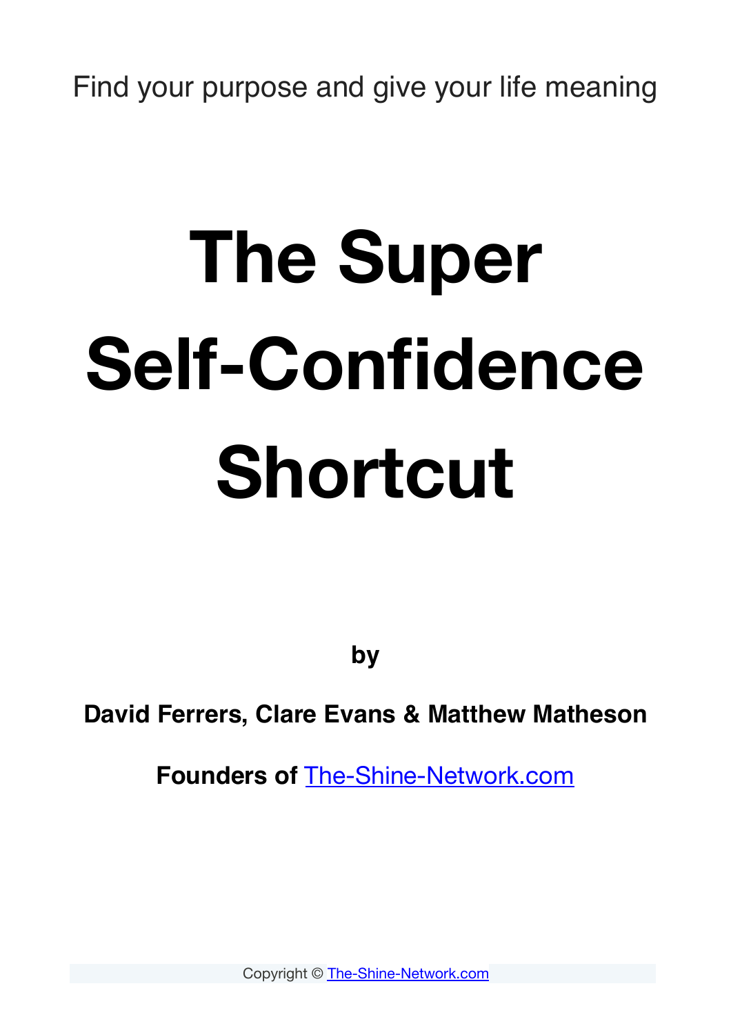Find your purpose and give your life meaning

# The Super Self-Confidence Shortcut

**by**

**David Ferrers, Clare Evans & Matthew Matheson**

**Founders of** [The-Shine-Network.com](The-Shine-Network.com)

Copyright © [The-Shine-Network.com](The-Shine-Network.com)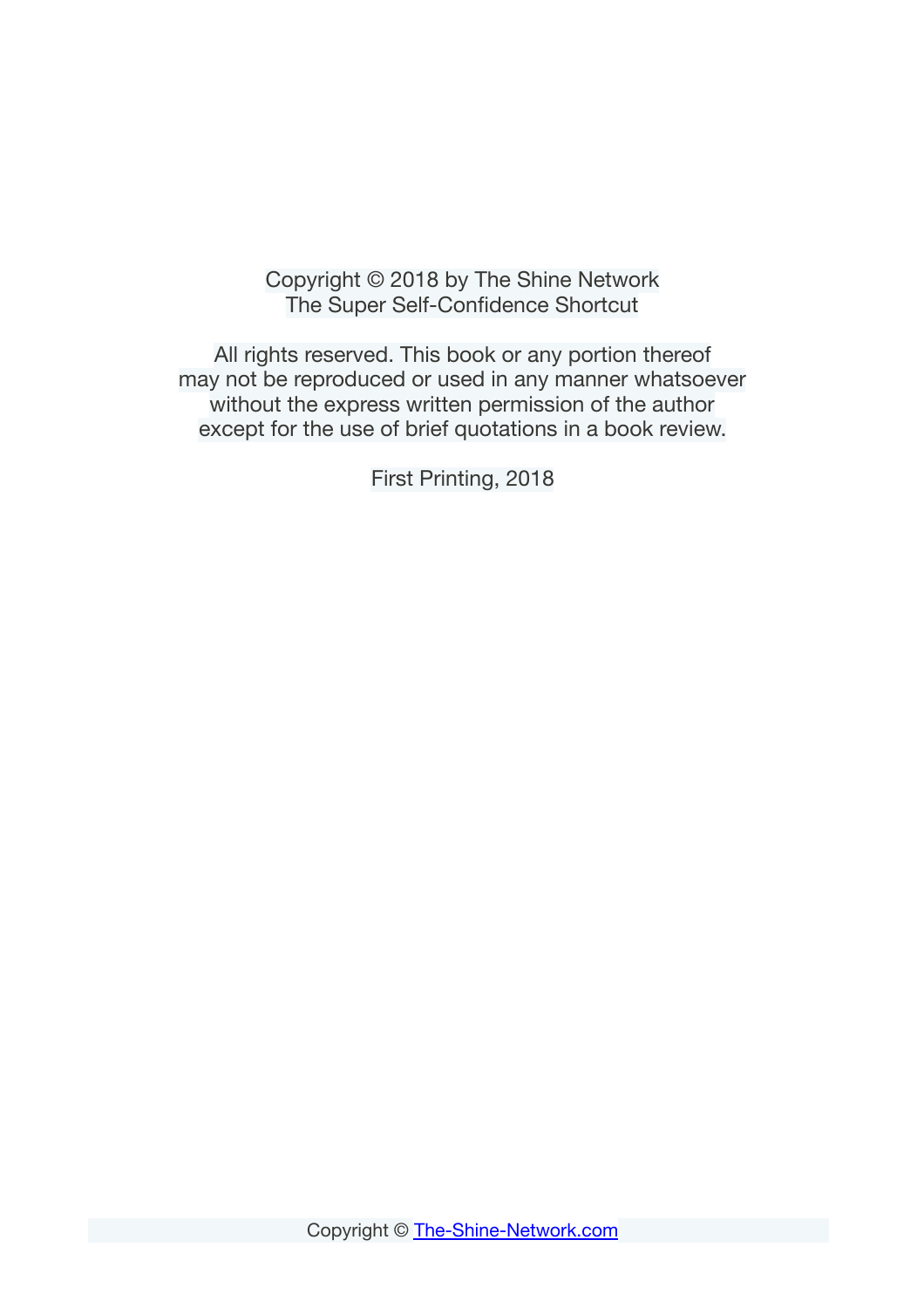Copyright © 2018 by The Shine Network
The Super Self-Confidence Shortcut

All rights reserved. This book or any portion thereof
may not be reproduced or used in any manner whatsoever
without the express written permission of the author
except for the use of brief quotations in a book review.

First Printing, 2018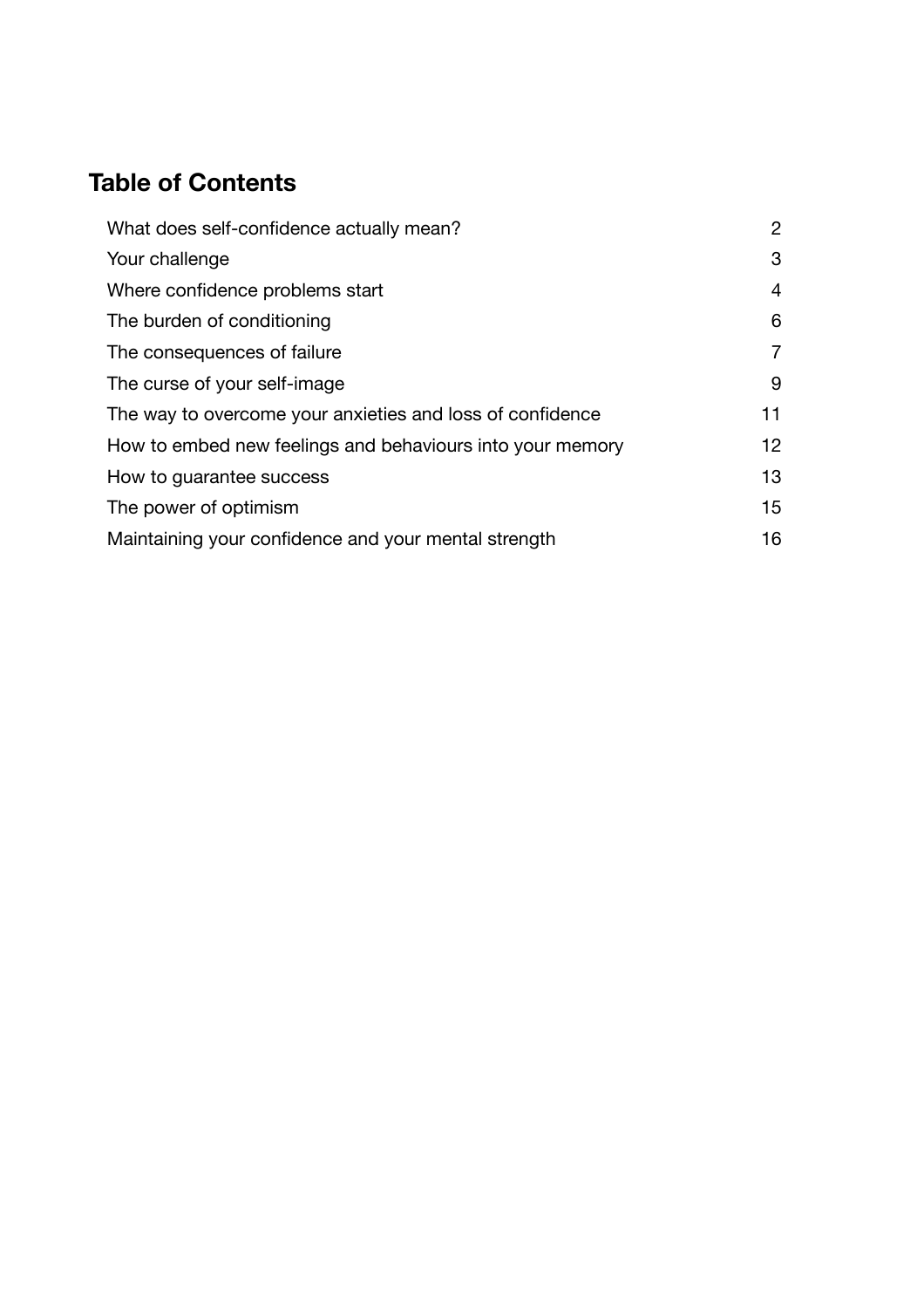## Table of Contents

| | |
|---|---|
| What does self-confidence actually mean? | 2 |
| Your challenge | 3 |
| Where confidence problems start | 4 |
| The burden of conditioning | 6 |
| The consequences of failure | 7 |
| The curse of your self-image | 9 |
| The way to overcome your anxieties and loss of confidence | 11 |
| How to embed new feelings and behaviours into your memory | 12 |
| How to guarantee success | 13 |
| The power of optimism | 15 |
| Maintaining your confidence and your mental strength | 16 |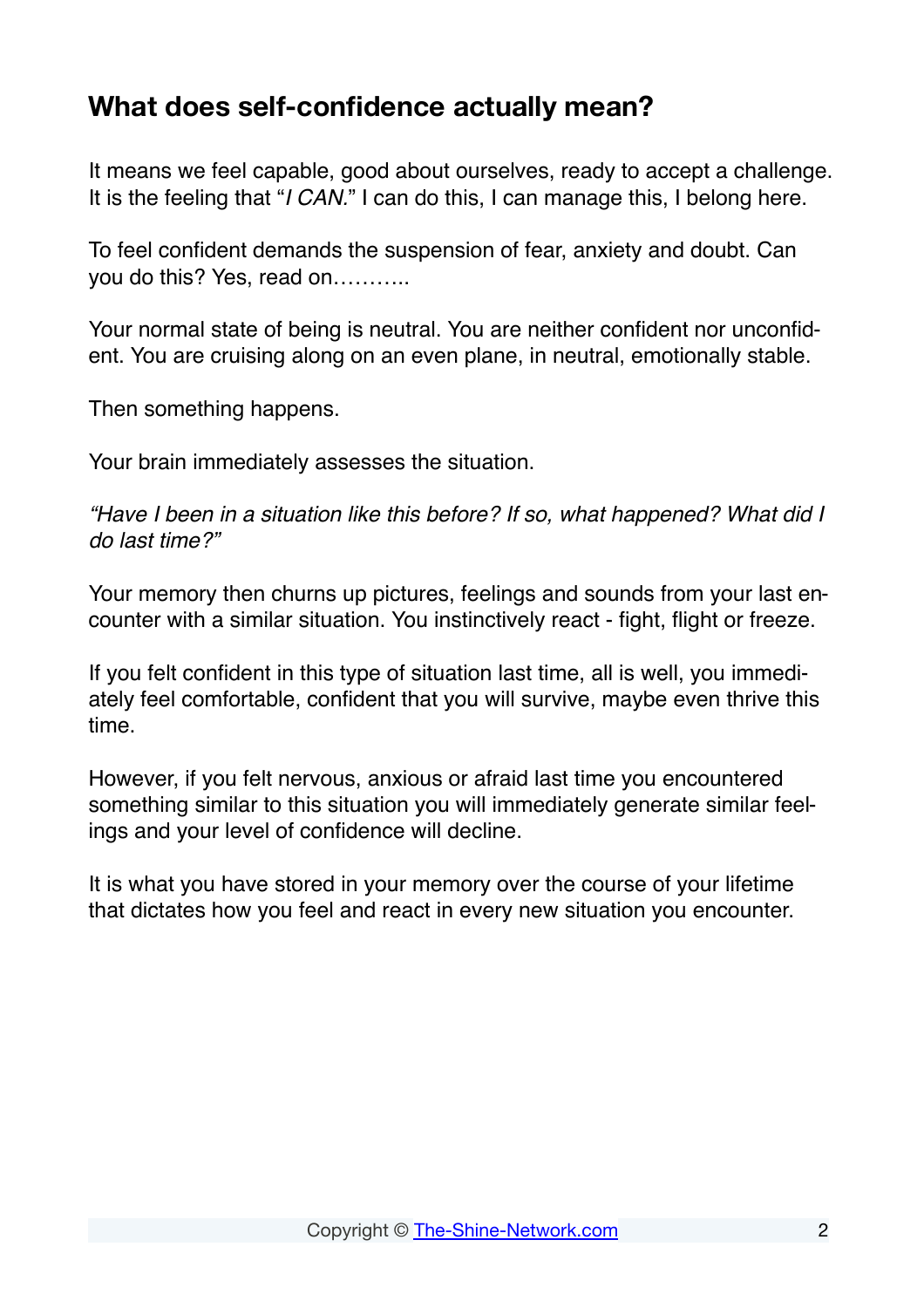## What does self-confidence actually mean?

It means we feel capable, good about ourselves, ready to accept a challenge. It is the feeling that "*I CAN.*" I can do this, I can manage this, I belong here.

To feel confident demands the suspension of fear, anxiety and doubt. Can you do this? Yes, read on………..

Your normal state of being is neutral. You are neither confident nor unconfident. You are cruising along on an even plane, in neutral, emotionally stable.

Then something happens.

Your brain immediately assesses the situation.

*"Have I been in a situation like this before? If so, what happened? What did I do last time?"*

Your memory then churns up pictures, feelings and sounds from your last encounter with a similar situation. You instinctively react - fight, flight or freeze.

If you felt confident in this type of situation last time, all is well, you immediately feel comfortable, confident that you will survive, maybe even thrive this time.

However, if you felt nervous, anxious or afraid last time you encountered something similar to this situation you will immediately generate similar feelings and your level of confidence will decline.

It is what you have stored in your memory over the course of your lifetime that dictates how you feel and react in every new situation you encounter.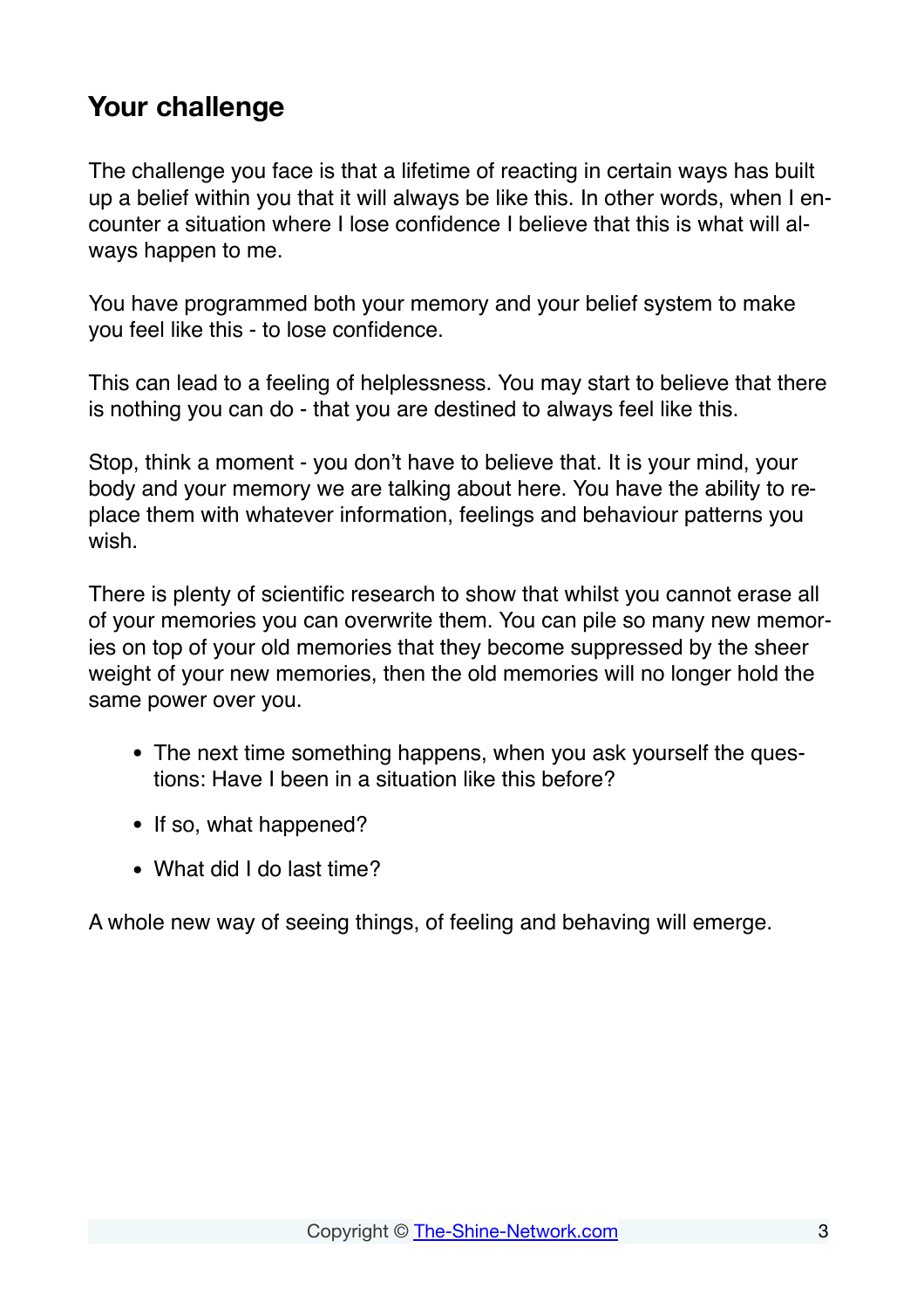## Your challenge

The challenge you face is that a lifetime of reacting in certain ways has built up a belief within you that it will always be like this. In other words, when I encounter a situation where I lose confidence I believe that this is what will always happen to me.

You have programmed both your memory and your belief system to make you feel like this - to lose confidence.

This can lead to a feeling of helplessness. You may start to believe that there is nothing you can do - that you are destined to always feel like this.

Stop, think a moment - you don't have to believe that. It is your mind, your body and your memory we are talking about here. You have the ability to replace them with whatever information, feelings and behaviour patterns you wish.

There is plenty of scientific research to show that whilst you cannot erase all of your memories you can overwrite them. You can pile so many new memories on top of your old memories that they become suppressed by the sheer weight of your new memories, then the old memories will no longer hold the same power over you.

- The next time something happens, when you ask yourself the questions: Have I been in a situation like this before?
- If so, what happened?
- What did I do last time?

A whole new way of seeing things, of feeling and behaving will emerge.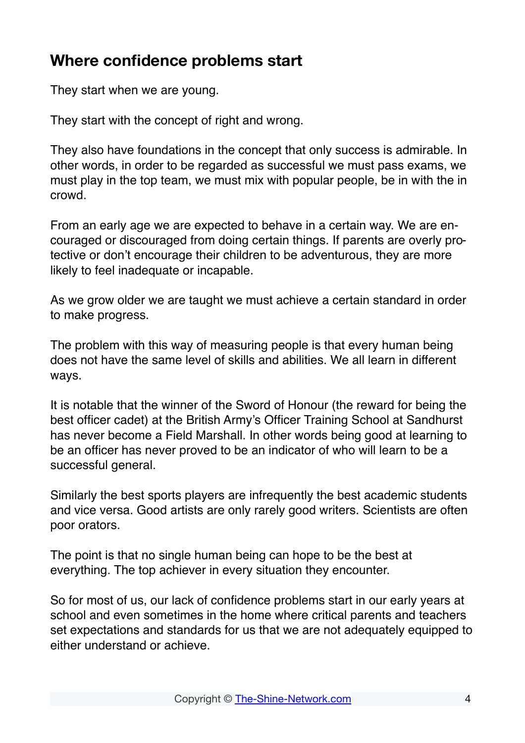## Where confidence problems start

They start when we are young.

They start with the concept of right and wrong.

They also have foundations in the concept that only success is admirable. In other words, in order to be regarded as successful we must pass exams, we must play in the top team, we must mix with popular people, be in with the in crowd.

From an early age we are expected to behave in a certain way. We are encouraged or discouraged from doing certain things. If parents are overly protective or don't encourage their children to be adventurous, they are more likely to feel inadequate or incapable.

As we grow older we are taught we must achieve a certain standard in order to make progress.

The problem with this way of measuring people is that every human being does not have the same level of skills and abilities. We all learn in different ways.

It is notable that the winner of the Sword of Honour (the reward for being the best officer cadet) at the British Army's Officer Training School at Sandhurst has never become a Field Marshall. In other words being good at learning to be an officer has never proved to be an indicator of who will learn to be a successful general.

Similarly the best sports players are infrequently the best academic students and vice versa. Good artists are only rarely good writers. Scientists are often poor orators.

The point is that no single human being can hope to be the best at everything. The top achiever in every situation they encounter.

So for most of us, our lack of confidence problems start in our early years at school and even sometimes in the home where critical parents and teachers set expectations and standards for us that we are not adequately equipped to either understand or achieve.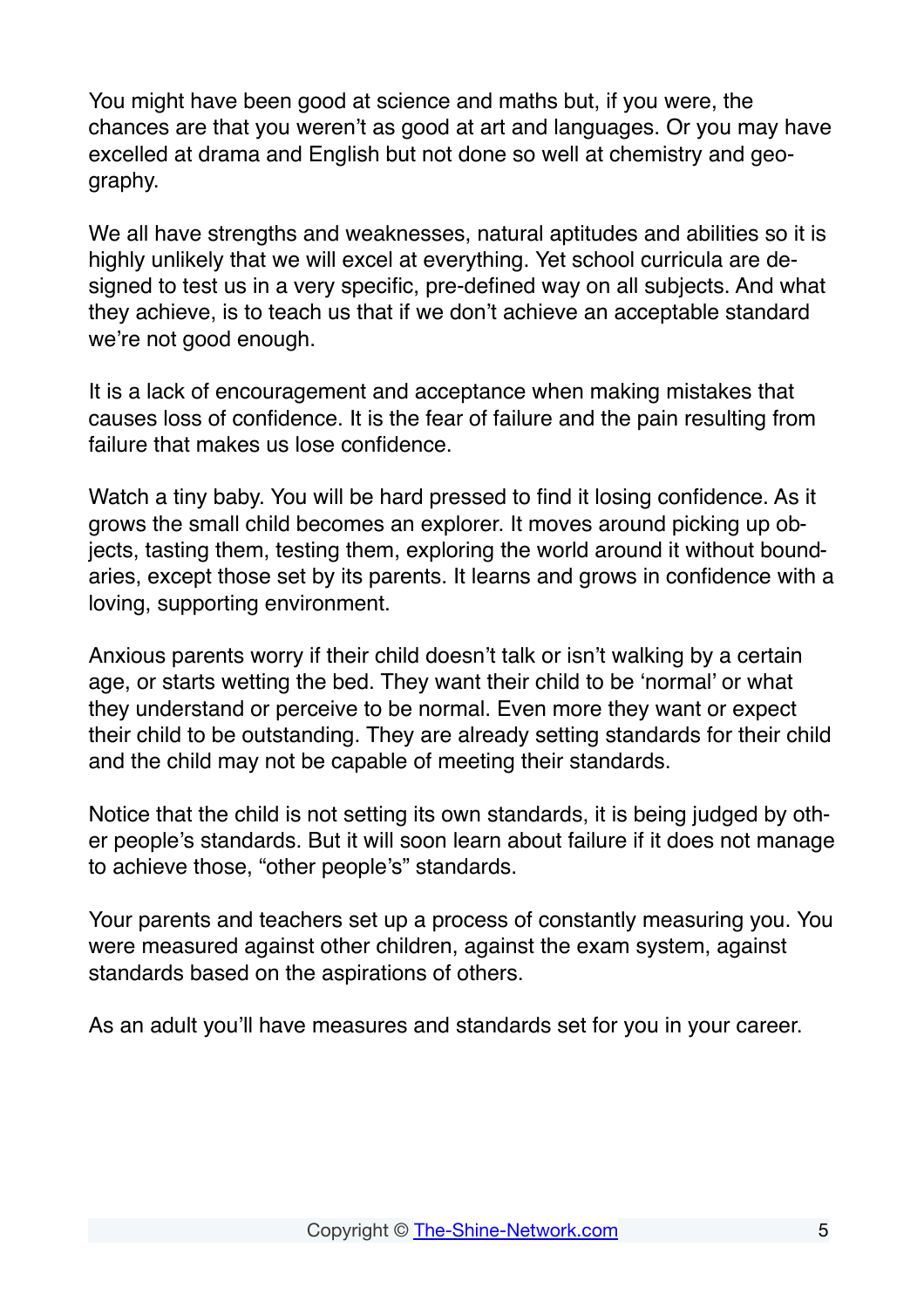You might have been good at science and maths but, if you were, the chances are that you weren't as good at art and languages. Or you may have excelled at drama and English but not done so well at chemistry and geography.

We all have strengths and weaknesses, natural aptitudes and abilities so it is highly unlikely that we will excel at everything. Yet school curricula are designed to test us in a very specific, pre-defined way on all subjects. And what they achieve, is to teach us that if we don't achieve an acceptable standard we're not good enough.

It is a lack of encouragement and acceptance when making mistakes that causes loss of confidence. It is the fear of failure and the pain resulting from failure that makes us lose confidence.

Watch a tiny baby. You will be hard pressed to find it losing confidence. As it grows the small child becomes an explorer. It moves around picking up objects, tasting them, testing them, exploring the world around it without boundaries, except those set by its parents. It learns and grows in confidence with a loving, supporting environment.

Anxious parents worry if their child doesn't talk or isn't walking by a certain age, or starts wetting the bed. They want their child to be 'normal' or what they understand or perceive to be normal. Even more they want or expect their child to be outstanding. They are already setting standards for their child and the child may not be capable of meeting their standards.

Notice that the child is not setting its own standards, it is being judged by other people's standards. But it will soon learn about failure if it does not manage to achieve those, "other people's" standards.

Your parents and teachers set up a process of constantly measuring you. You were measured against other children, against the exam system, against standards based on the aspirations of others.

As an adult you'll have measures and standards set for you in your career.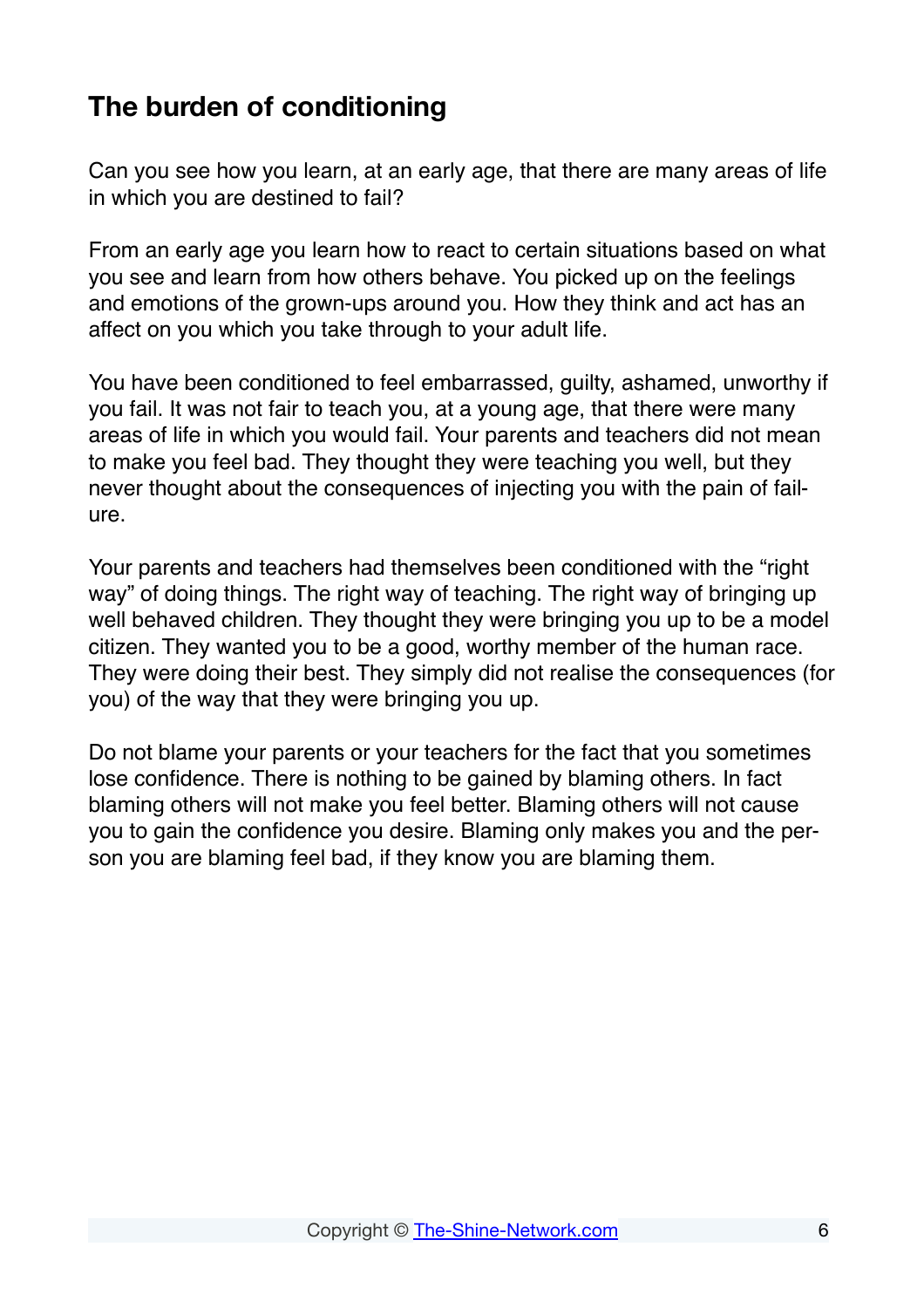## The burden of conditioning

Can you see how you learn, at an early age, that there are many areas of life in which you are destined to fail?

From an early age you learn how to react to certain situations based on what you see and learn from how others behave. You picked up on the feelings and emotions of the grown-ups around you. How they think and act has an affect on you which you take through to your adult life.

You have been conditioned to feel embarrassed, guilty, ashamed, unworthy if you fail. It was not fair to teach you, at a young age, that there were many areas of life in which you would fail. Your parents and teachers did not mean to make you feel bad. They thought they were teaching you well, but they never thought about the consequences of injecting you with the pain of failure.

Your parents and teachers had themselves been conditioned with the "right way" of doing things. The right way of teaching. The right way of bringing up well behaved children. They thought they were bringing you up to be a model citizen. They wanted you to be a good, worthy member of the human race. They were doing their best. They simply did not realise the consequences (for you) of the way that they were bringing you up.

Do not blame your parents or your teachers for the fact that you sometimes lose confidence. There is nothing to be gained by blaming others. In fact blaming others will not make you feel better. Blaming others will not cause you to gain the confidence you desire. Blaming only makes you and the person you are blaming feel bad, if they know you are blaming them.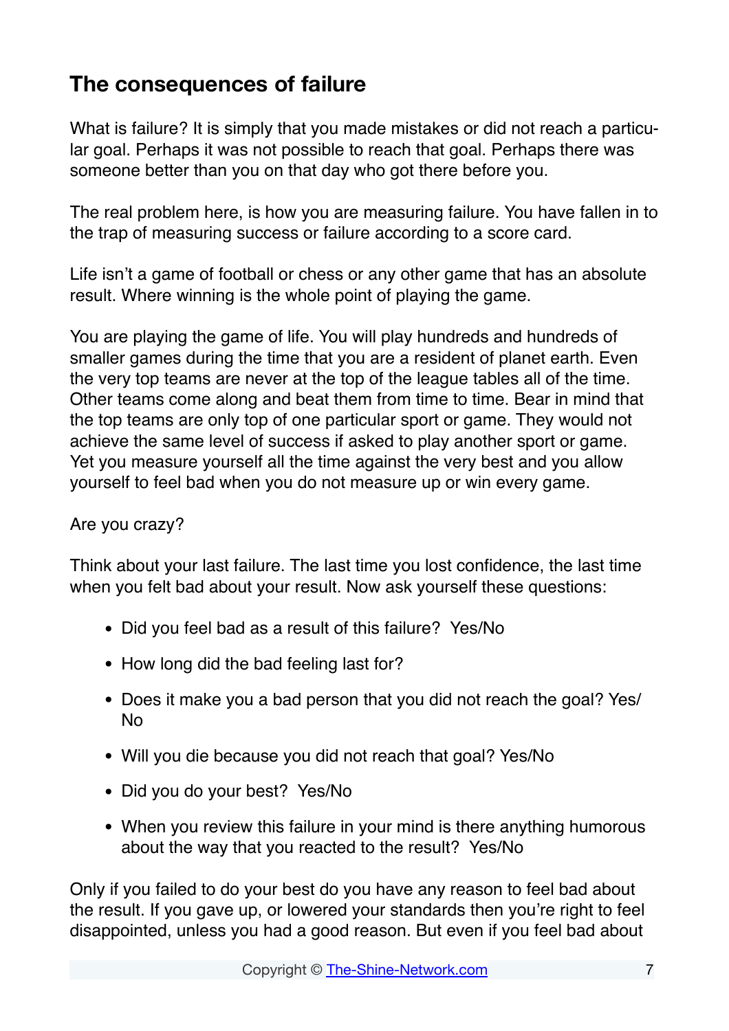## The consequences of failure

What is failure? It is simply that you made mistakes or did not reach a particular goal. Perhaps it was not possible to reach that goal. Perhaps there was someone better than you on that day who got there before you.

The real problem here, is how you are measuring failure. You have fallen in to the trap of measuring success or failure according to a score card.

Life isn't a game of football or chess or any other game that has an absolute result. Where winning is the whole point of playing the game.

You are playing the game of life. You will play hundreds and hundreds of smaller games during the time that you are a resident of planet earth. Even the very top teams are never at the top of the league tables all of the time. Other teams come along and beat them from time to time. Bear in mind that the top teams are only top of one particular sport or game. They would not achieve the same level of success if asked to play another sport or game. Yet you measure yourself all the time against the very best and you allow yourself to feel bad when you do not measure up or win every game.

Are you crazy?

Think about your last failure. The last time you lost confidence, the last time when you felt bad about your result. Now ask yourself these questions:

- Did you feel bad as a result of this failure? Yes/No
- How long did the bad feeling last for?
- Does it make you a bad person that you did not reach the goal? Yes/No
- Will you die because you did not reach that goal? Yes/No
- Did you do your best? Yes/No
- When you review this failure in your mind is there anything humorous about the way that you reacted to the result? Yes/No

Only if you failed to do your best do you have any reason to feel bad about the result. If you gave up, or lowered your standards then you're right to feel disappointed, unless you had a good reason. But even if you feel bad about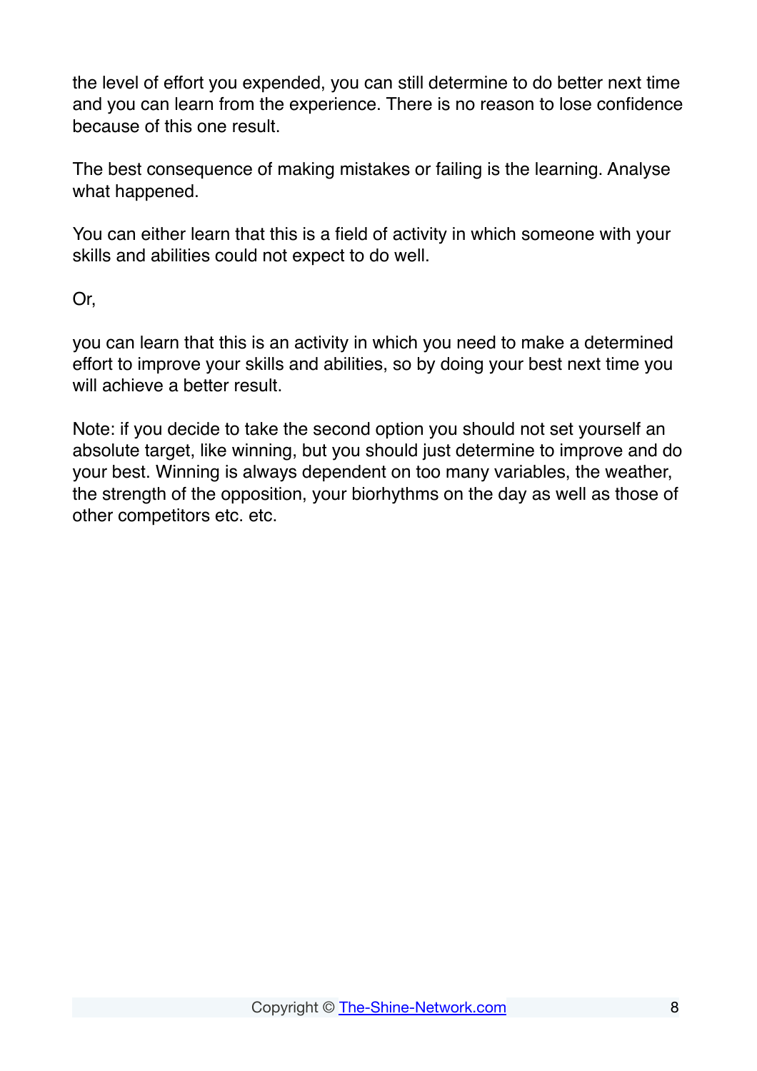the level of effort you expended, you can still determine to do better next time and you can learn from the experience. There is no reason to lose confidence because of this one result.

The best consequence of making mistakes or failing is the learning. Analyse what happened.

You can either learn that this is a field of activity in which someone with your skills and abilities could not expect to do well.

Or,

you can learn that this is an activity in which you need to make a determined effort to improve your skills and abilities, so by doing your best next time you will achieve a better result.

Note: if you decide to take the second option you should not set yourself an absolute target, like winning, but you should just determine to improve and do your best. Winning is always dependent on too many variables, the weather, the strength of the opposition, your biorhythms on the day as well as those of other competitors etc. etc.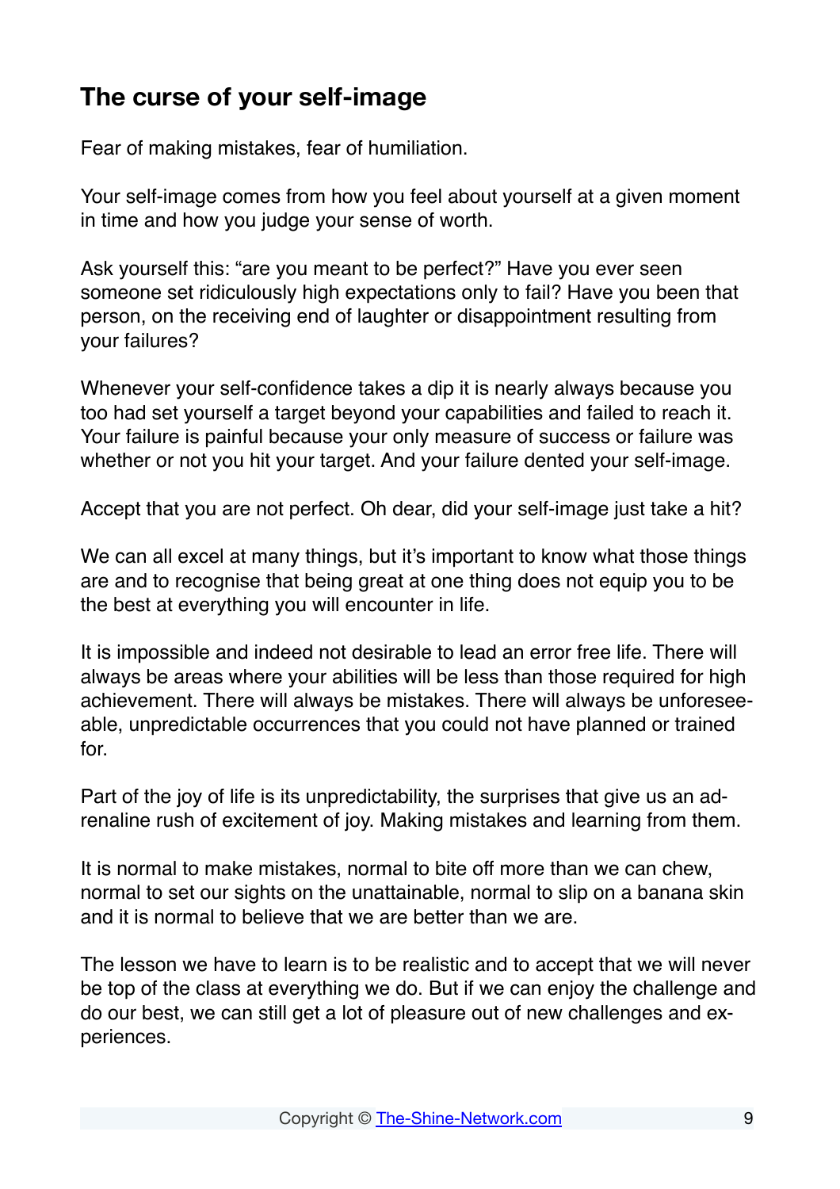## The curse of your self-image

Fear of making mistakes, fear of humiliation.

Your self-image comes from how you feel about yourself at a given moment in time and how you judge your sense of worth.

Ask yourself this: “are you meant to be perfect?” Have you ever seen someone set ridiculously high expectations only to fail? Have you been that person, on the receiving end of laughter or disappointment resulting from your failures?

Whenever your self-confidence takes a dip it is nearly always because you too had set yourself a target beyond your capabilities and failed to reach it. Your failure is painful because your only measure of success or failure was whether or not you hit your target. And your failure dented your self-image.

Accept that you are not perfect. Oh dear, did your self-image just take a hit?

We can all excel at many things, but it’s important to know what those things are and to recognise that being great at one thing does not equip you to be the best at everything you will encounter in life.

It is impossible and indeed not desirable to lead an error free life. There will always be areas where your abilities will be less than those required for high achievement. There will always be mistakes. There will always be unforeseeable, unpredictable occurrences that you could not have planned or trained for.

Part of the joy of life is its unpredictability, the surprises that give us an adrenaline rush of excitement of joy. Making mistakes and learning from them.

It is normal to make mistakes, normal to bite off more than we can chew, normal to set our sights on the unattainable, normal to slip on a banana skin and it is normal to believe that we are better than we are.

The lesson we have to learn is to be realistic and to accept that we will never be top of the class at everything we do. But if we can enjoy the challenge and do our best, we can still get a lot of pleasure out of new challenges and experiences.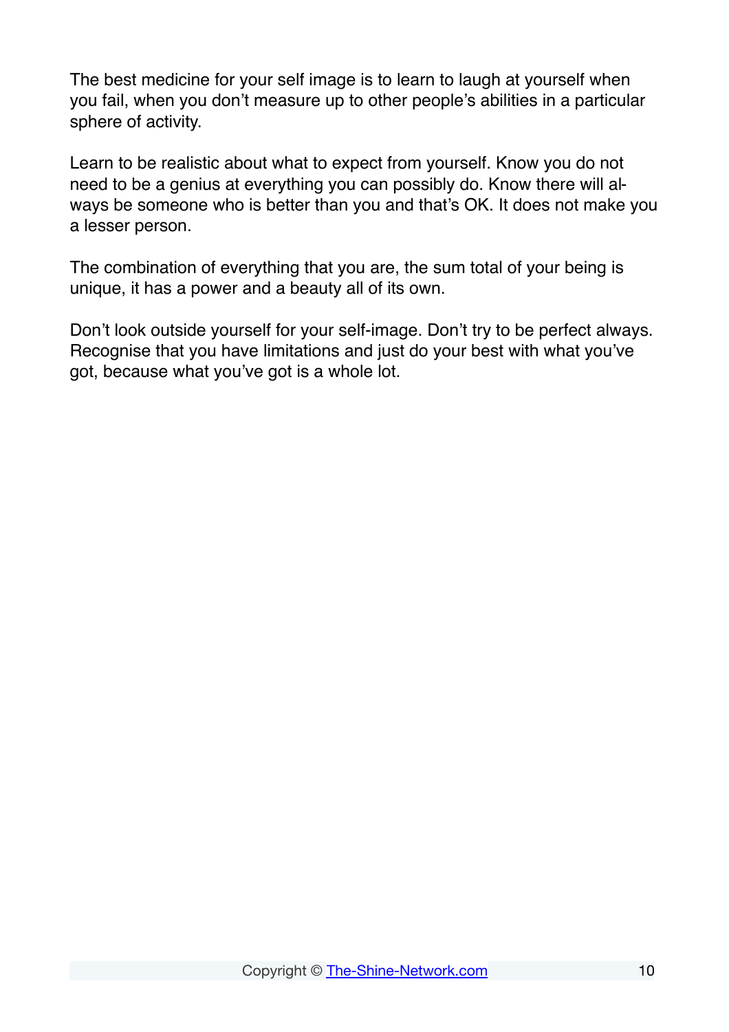The best medicine for your self image is to learn to laugh at yourself when you fail, when you don't measure up to other people's abilities in a particular sphere of activity.

Learn to be realistic about what to expect from yourself. Know you do not need to be a genius at everything you can possibly do. Know there will always be someone who is better than you and that's OK. It does not make you a lesser person.

The combination of everything that you are, the sum total of your being is unique, it has a power and a beauty all of its own.

Don't look outside yourself for your self-image. Don't try to be perfect always. Recognise that you have limitations and just do your best with what you've got, because what you've got is a whole lot.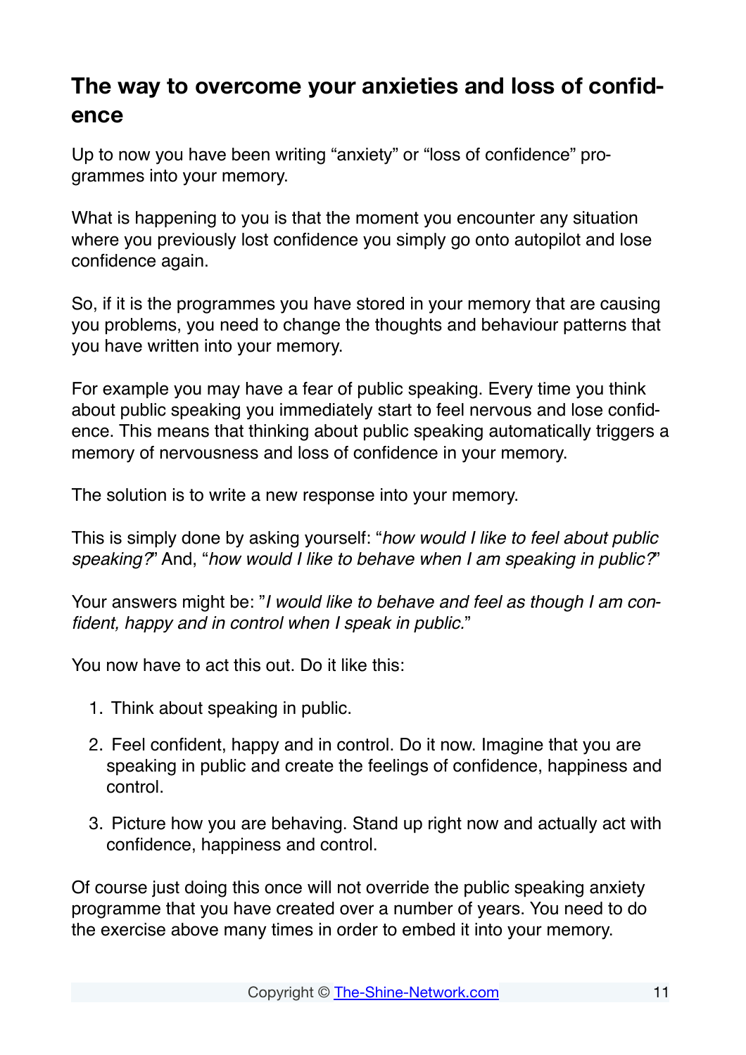## The way to overcome your anxieties and loss of confidence

Up to now you have been writing "anxiety" or "loss of confidence" programmes into your memory.

What is happening to you is that the moment you encounter any situation where you previously lost confidence you simply go onto autopilot and lose confidence again.

So, if it is the programmes you have stored in your memory that are causing you problems, you need to change the thoughts and behaviour patterns that you have written into your memory.

For example you may have a fear of public speaking. Every time you think about public speaking you immediately start to feel nervous and lose confidence. This means that thinking about public speaking automatically triggers a memory of nervousness and loss of confidence in your memory.

The solution is to write a new response into your memory.

This is simply done by asking yourself: "*how would I like to feel about public speaking?*" And, "*how would I like to behave when I am speaking in public?*"

Your answers might be: "*I would like to behave and feel as though I am confident, happy and in control when I speak in public.*"

You now have to act this out. Do it like this:

1. Think about speaking in public.
2. Feel confident, happy and in control. Do it now. Imagine that you are speaking in public and create the feelings of confidence, happiness and control.
3. Picture how you are behaving. Stand up right now and actually act with confidence, happiness and control.

Of course just doing this once will not override the public speaking anxiety programme that you have created over a number of years. You need to do the exercise above many times in order to embed it into your memory.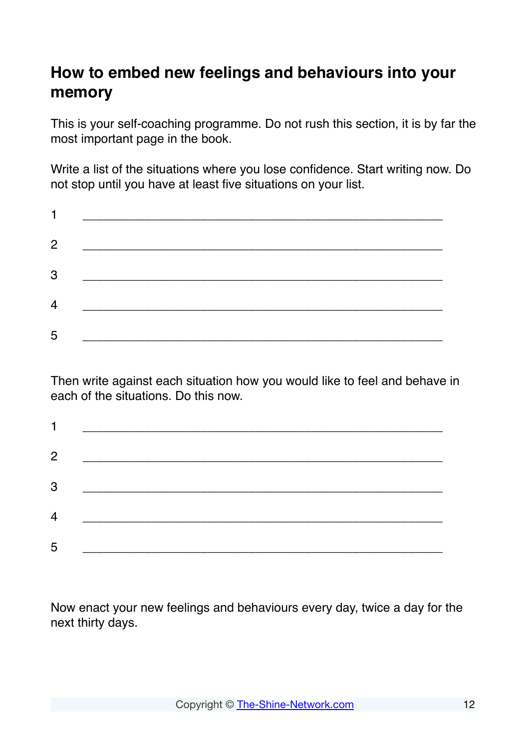## How to embed new feelings and behaviours into your memory

This is your self-coaching programme. Do not rush this section, it is by far the most important page in the book.

Write a list of the situations where you lose confidence. Start writing now. Do not stop until you have at least five situations on your list.

1 ______________________________________________

2 ______________________________________________

3 ______________________________________________

4 ______________________________________________

5 ______________________________________________

Then write against each situation how you would like to feel and behave in each of the situations. Do this now.

1 ______________________________________________

2 ______________________________________________

3 ______________________________________________

4 ______________________________________________

5 ______________________________________________

Now enact your new feelings and behaviours every day, twice a day for the next thirty days.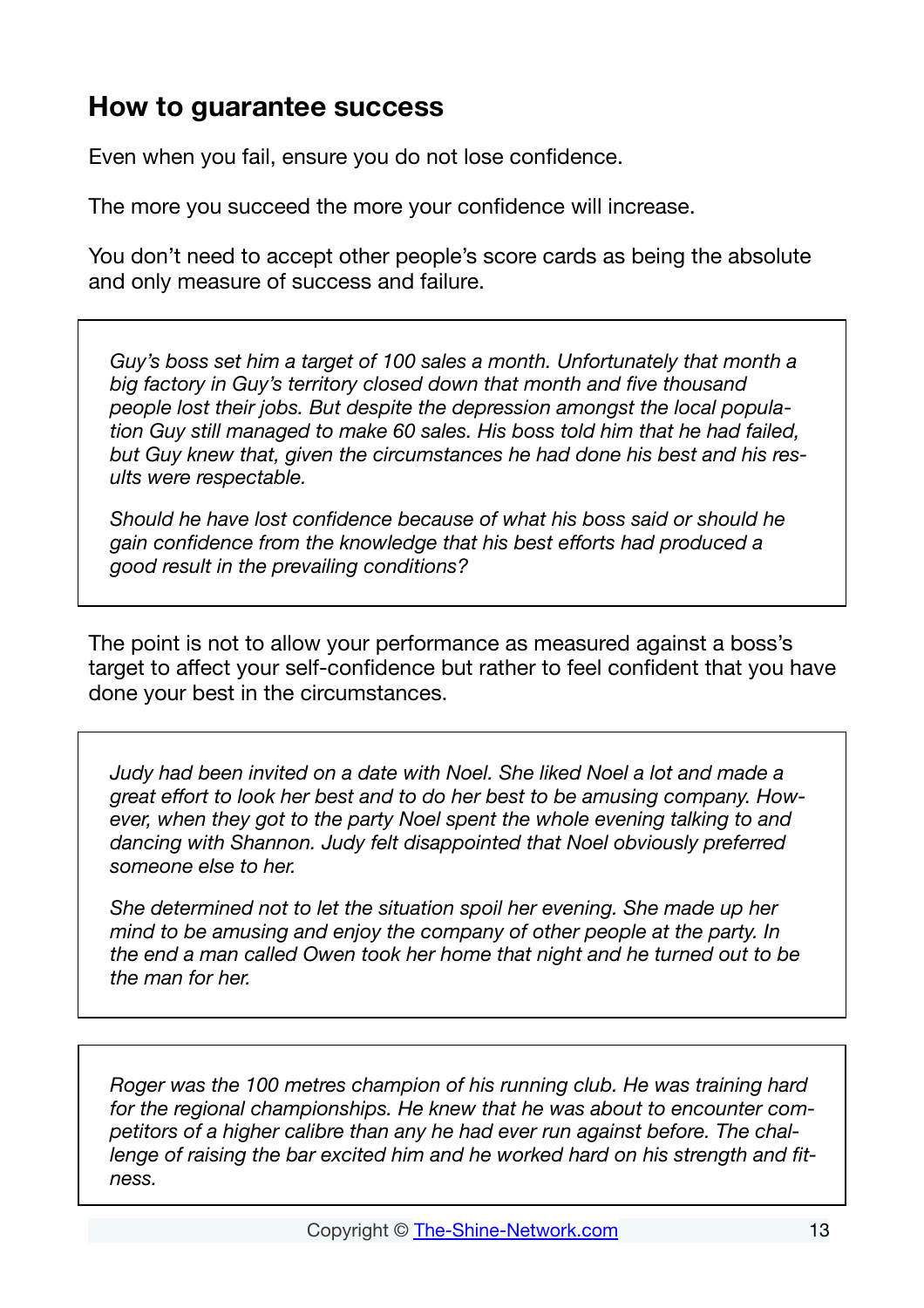## How to guarantee success

Even when you fail, ensure you do not lose confidence.

The more you succeed the more your confidence will increase.

You don't need to accept other people's score cards as being the absolute and only measure of success and failure.

> *Guy's boss set him a target of 100 sales a month. Unfortunately that month a big factory in Guy's territory closed down that month and five thousand people lost their jobs. But despite the depression amongst the local population Guy still managed to make 60 sales. His boss told him that he had failed, but Guy knew that, given the circumstances he had done his best and his results were respectable.*
>
> *Should he have lost confidence because of what his boss said or should he gain confidence from the knowledge that his best efforts had produced a good result in the prevailing conditions?*

The point is not to allow your performance as measured against a boss's target to affect your self-confidence but rather to feel confident that you have done your best in the circumstances.

> *Judy had been invited on a date with Noel. She liked Noel a lot and made a great effort to look her best and to do her best to be amusing company. However, when they got to the party Noel spent the whole evening talking to and dancing with Shannon. Judy felt disappointed that Noel obviously preferred someone else to her.*
>
> *She determined not to let the situation spoil her evening. She made up her mind to be amusing and enjoy the company of other people at the party. In the end a man called Owen took her home that night and he turned out to be the man for her.*

> *Roger was the 100 metres champion of his running club. He was training hard for the regional championships. He knew that he was about to encounter competitors of a higher calibre than any he had ever run against before. The challenge of raising the bar excited him and he worked hard on his strength and fitness.*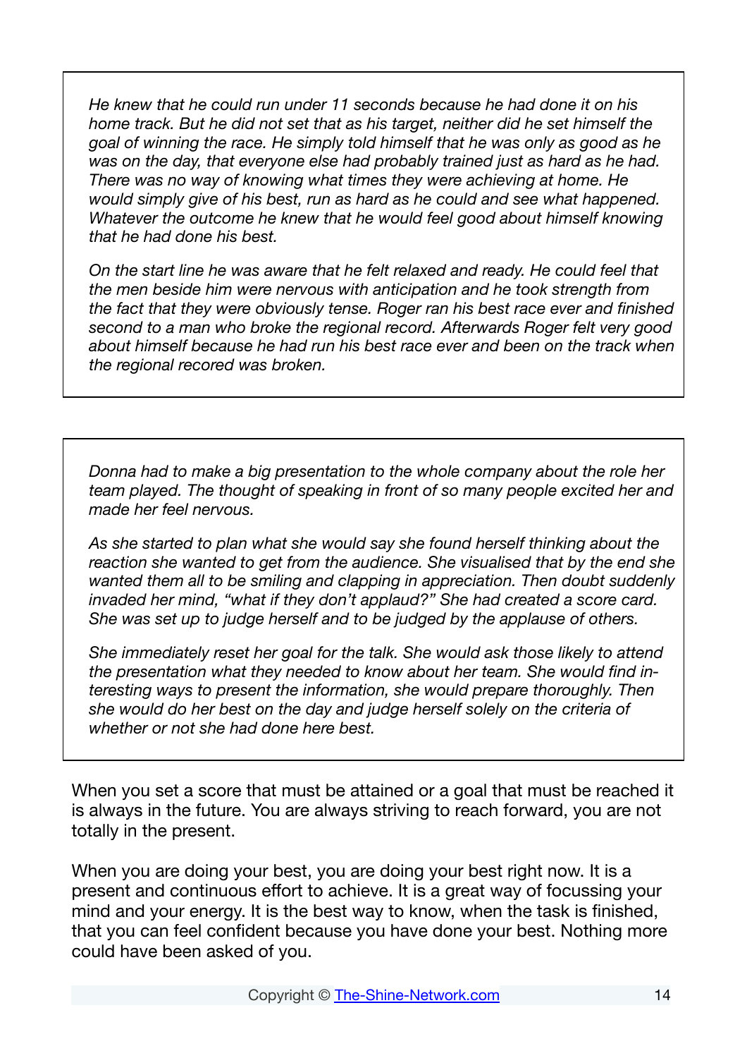*He knew that he could run under 11 seconds because he had done it on his home track. But he did not set that as his target, neither did he set himself the goal of winning the race. He simply told himself that he was only as good as he was on the day, that everyone else had probably trained just as hard as he had. There was no way of knowing what times they were achieving at home. He would simply give of his best, run as hard as he could and see what happened. Whatever the outcome he knew that he would feel good about himself knowing that he had done his best.*

*On the start line he was aware that he felt relaxed and ready. He could feel that the men beside him were nervous with anticipation and he took strength from the fact that they were obviously tense. Roger ran his best race ever and finished second to a man who broke the regional record. Afterwards Roger felt very good about himself because he had run his best race ever and been on the track when the regional recored was broken.*

*Donna had to make a big presentation to the whole company about the role her team played. The thought of speaking in front of so many people excited her and made her feel nervous.*

*As she started to plan what she would say she found herself thinking about the reaction she wanted to get from the audience. She visualised that by the end she wanted them all to be smiling and clapping in appreciation. Then doubt suddenly invaded her mind, "what if they don't applaud?" She had created a score card. She was set up to judge herself and to be judged by the applause of others.*

*She immediately reset her goal for the talk. She would ask those likely to attend the presentation what they needed to know about her team. She would find interesting ways to present the information, she would prepare thoroughly. Then she would do her best on the day and judge herself solely on the criteria of whether or not she had done here best.*

When you set a score that must be attained or a goal that must be reached it is always in the future. You are always striving to reach forward, you are not totally in the present.

When you are doing your best, you are doing your best right now. It is a present and continuous effort to achieve. It is a great way of focussing your mind and your energy. It is the best way to know, when the task is finished, that you can feel confident because you have done your best. Nothing more could have been asked of you.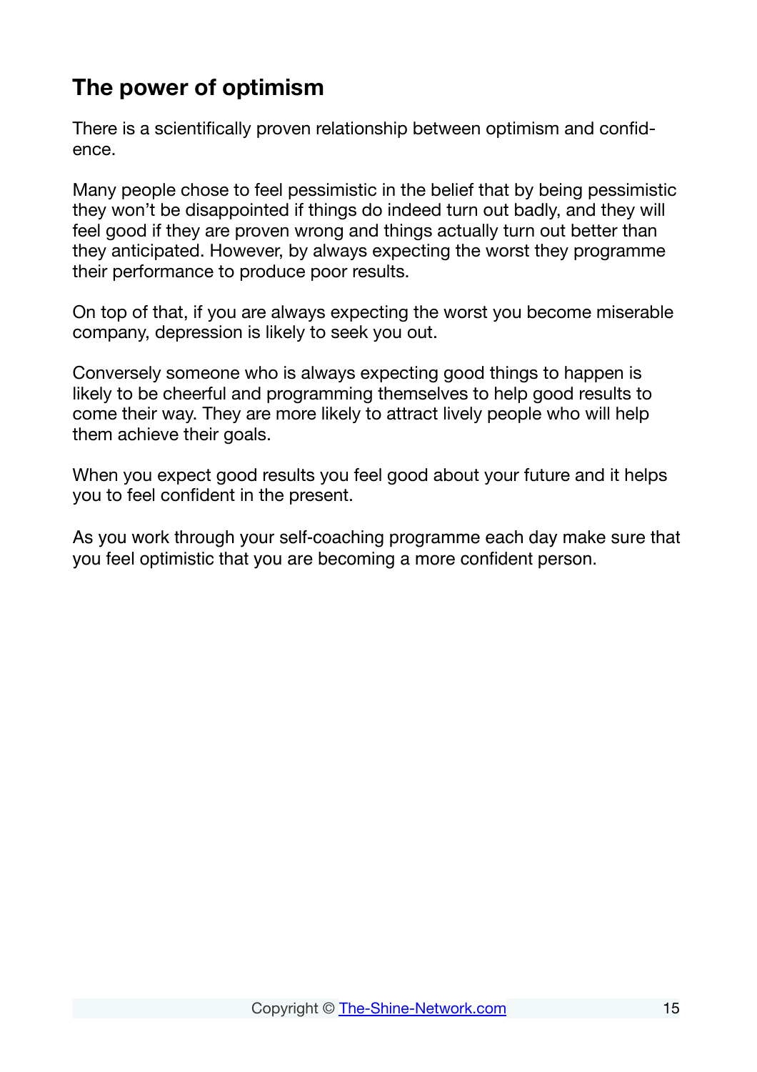## The power of optimism

There is a scientifically proven relationship between optimism and confidence.

Many people chose to feel pessimistic in the belief that by being pessimistic they won't be disappointed if things do indeed turn out badly, and they will feel good if they are proven wrong and things actually turn out better than they anticipated. However, by always expecting the worst they programme their performance to produce poor results.

On top of that, if you are always expecting the worst you become miserable company, depression is likely to seek you out.

Conversely someone who is always expecting good things to happen is likely to be cheerful and programming themselves to help good results to come their way. They are more likely to attract lively people who will help them achieve their goals.

When you expect good results you feel good about your future and it helps you to feel confident in the present.

As you work through your self-coaching programme each day make sure that you feel optimistic that you are becoming a more confident person.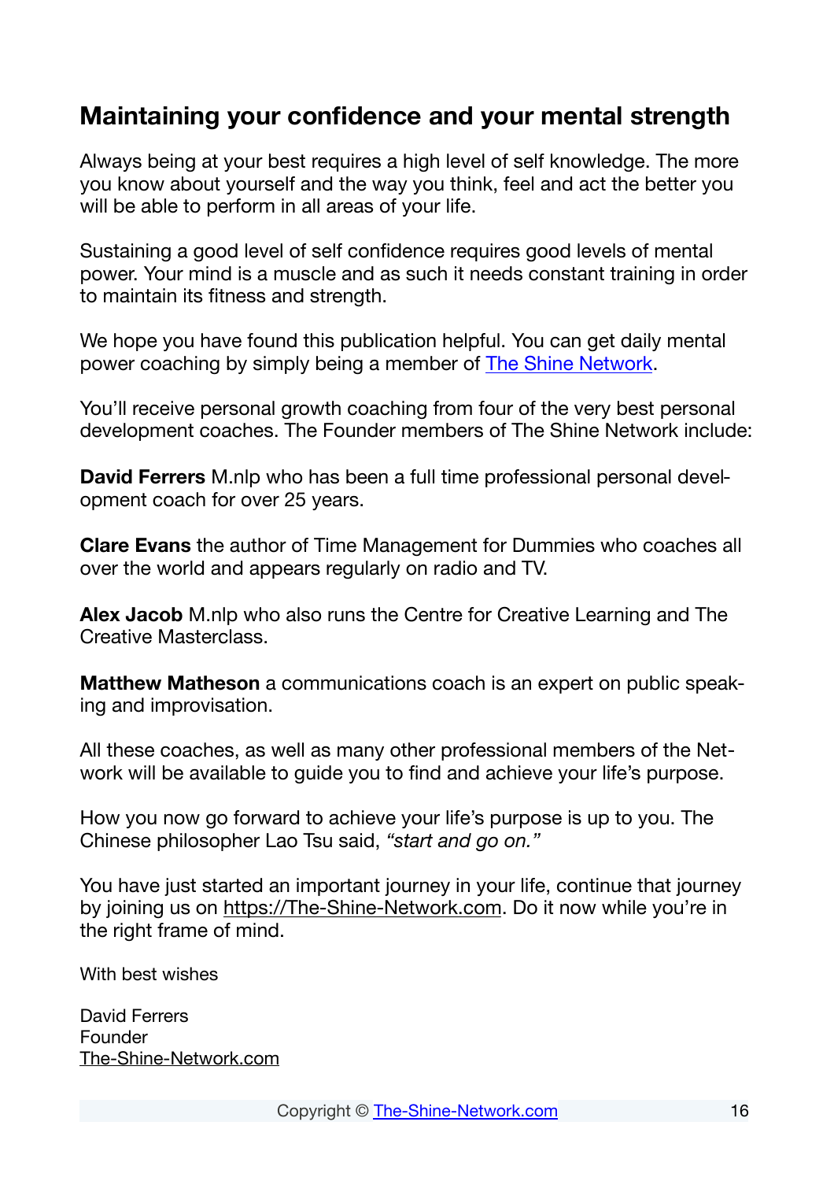## Maintaining your confidence and your mental strength

Always being at your best requires a high level of self knowledge. The more you know about yourself and the way you think, feel and act the better you will be able to perform in all areas of your life.

Sustaining a good level of self confidence requires good levels of mental power. Your mind is a muscle and as such it needs constant training in order to maintain its fitness and strength.

We hope you have found this publication helpful. You can get daily mental power coaching by simply being a member of The Shine Network.

You'll receive personal growth coaching from four of the very best personal development coaches. The Founder members of The Shine Network include:

**David Ferrers** M.nlp who has been a full time professional personal development coach for over 25 years.

**Clare Evans** the author of Time Management for Dummies who coaches all over the world and appears regularly on radio and TV.

**Alex Jacob** M.nlp who also runs the Centre for Creative Learning and The Creative Masterclass.

**Matthew Matheson** a communications coach is an expert on public speaking and improvisation.

All these coaches, as well as many other professional members of the Network will be available to guide you to find and achieve your life's purpose.

How you now go forward to achieve your life's purpose is up to you. The Chinese philosopher Lao Tsu said, *"start and go on."*

You have just started an important journey in your life, continue that journey by joining us on https://The-Shine-Network.com. Do it now while you're in the right frame of mind.

With best wishes

David Ferrers
Founder
The-Shine-Network.com